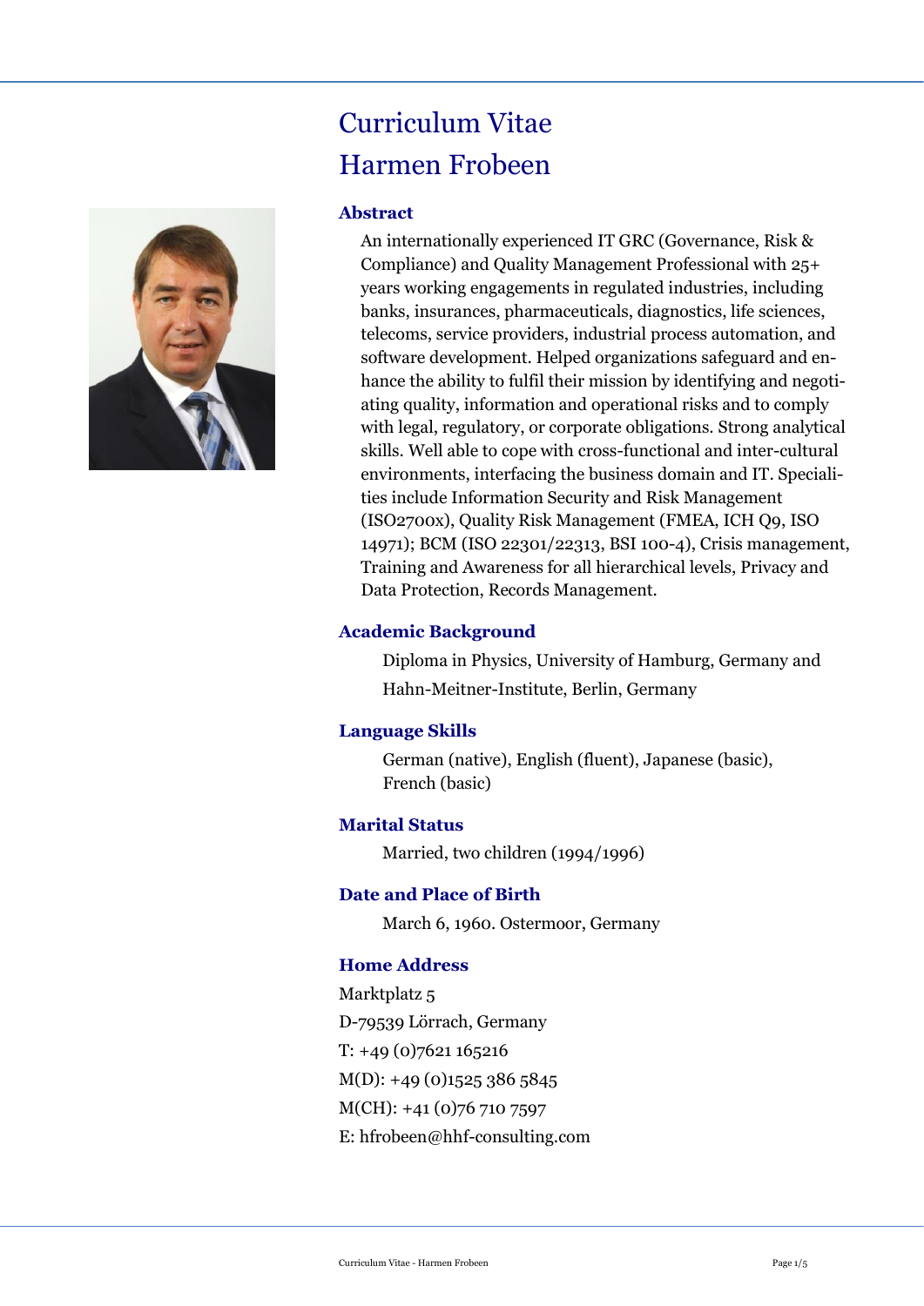# Curriculum Vitae
# Harmen Frobeen

## Abstract

An internationally experienced IT GRC (Governance, Risk & Compliance) and Quality Management Professional with 25+ years working engagements in regulated industries, including banks, insurances, pharmaceuticals, diagnostics, life sciences, telecoms, service providers, industrial process automation, and software development. Helped organizations safeguard and enhance the ability to fulfil their mission by identifying and negotiating quality, information and operational risks and to comply with legal, regulatory, or corporate obligations. Strong analytical skills. Well able to cope with cross-functional and inter-cultural environments, interfacing the business domain and IT. Specialities include Information Security and Risk Management (ISO2700x), Quality Risk Management (FMEA, ICH Q9, ISO 14971); BCM (ISO 22301/22313, BSI 100-4), Crisis management, Training and Awareness for all hierarchical levels, Privacy and Data Protection, Records Management.

## Academic Background

Diploma in Physics, University of Hamburg, Germany and

Hahn-Meitner-Institute, Berlin, Germany

## Language Skills

German (native), English (fluent), Japanese (basic), French (basic)

## Marital Status

Married, two children (1994/1996)

## Date and Place of Birth

March 6, 1960. Ostermoor, Germany

## Home Address

Marktplatz 5
D-79539 Lörrach, Germany
T: +49 (0)7621 165216
M(D): +49 (0)1525 386 5845
M(CH): +41 (0)76 710 7597
E: hfrobeen@hhf-consulting.com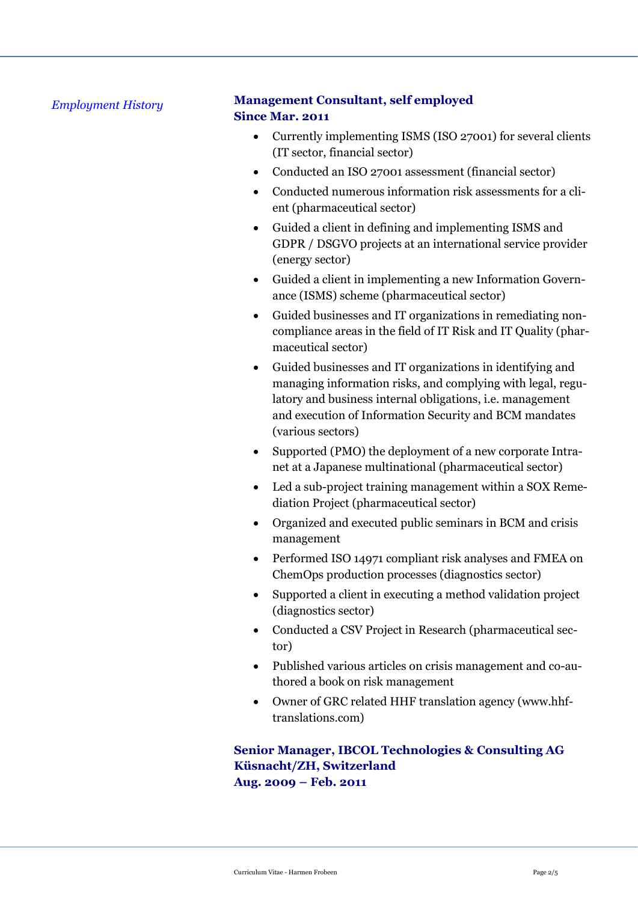*Employment History*

**Management Consultant, self employed**
**Since Mar. 2011**

- Currently implementing ISMS (ISO 27001) for several clients (IT sector, financial sector)
- Conducted an ISO 27001 assessment (financial sector)
- Conducted numerous information risk assessments for a client (pharmaceutical sector)
- Guided a client in defining and implementing ISMS and GDPR / DSGVO projects at an international service provider (energy sector)
- Guided a client in implementing a new Information Governance (ISMS) scheme (pharmaceutical sector)
- Guided businesses and IT organizations in remediating non-compliance areas in the field of IT Risk and IT Quality (pharmaceutical sector)
- Guided businesses and IT organizations in identifying and managing information risks, and complying with legal, regulatory and business internal obligations, i.e. management and execution of Information Security and BCM mandates (various sectors)
- Supported (PMO) the deployment of a new corporate Intranet at a Japanese multinational (pharmaceutical sector)
- Led a sub-project training management within a SOX Remediation Project (pharmaceutical sector)
- Organized and executed public seminars in BCM and crisis management
- Performed ISO 14971 compliant risk analyses and FMEA on ChemOps production processes (diagnostics sector)
- Supported a client in executing a method validation project (diagnostics sector)
- Conducted a CSV Project in Research (pharmaceutical sector)
- Published various articles on crisis management and co-authored a book on risk management
- Owner of GRC related HHF translation agency (www.hhf-translations.com)

**Senior Manager, IBCOL Technologies & Consulting AG**
**Küsnacht/ZH, Switzerland**
**Aug. 2009 – Feb. 2011**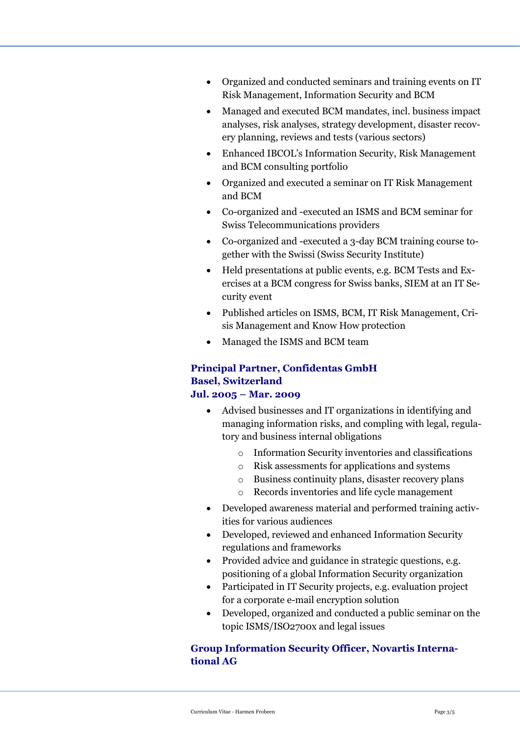- Organized and conducted seminars and training events on IT Risk Management, Information Security and BCM
- Managed and executed BCM mandates, incl. business impact analyses, risk analyses, strategy development, disaster recovery planning, reviews and tests (various sectors)
- Enhanced IBCOL's Information Security, Risk Management and BCM consulting portfolio
- Organized and executed a seminar on IT Risk Management and BCM
- Co-organized and -executed an ISMS and BCM seminar for Swiss Telecommunications providers
- Co-organized and -executed a 3-day BCM training course together with the Swissi (Swiss Security Institute)
- Held presentations at public events, e.g. BCM Tests and Exercises at a BCM congress for Swiss banks, SIEM at an IT Security event
- Published articles on ISMS, BCM, IT Risk Management, Crisis Management and Know How protection
- Managed the ISMS and BCM team

### Principal Partner, Confidentas GmbH
### Basel, Switzerland
### Jul. 2005 – Mar. 2009

- Advised businesses and IT organizations in identifying and managing information risks, and compling with legal, regulatory and business internal obligations
  - Information Security inventories and classifications
  - Risk assessments for applications and systems
  - Business continuity plans, disaster recovery plans
  - Records inventories and life cycle management
- Developed awareness material and performed training activities for various audiences
- Developed, reviewed and enhanced Information Security regulations and frameworks
- Provided advice and guidance in strategic questions, e.g. positioning of a global Information Security organization
- Participated in IT Security projects, e.g. evaluation project for a corporate e-mail encryption solution
- Developed, organized and conducted a public seminar on the topic ISMS/ISO2700x and legal issues

### Group Information Security Officer, Novartis International AG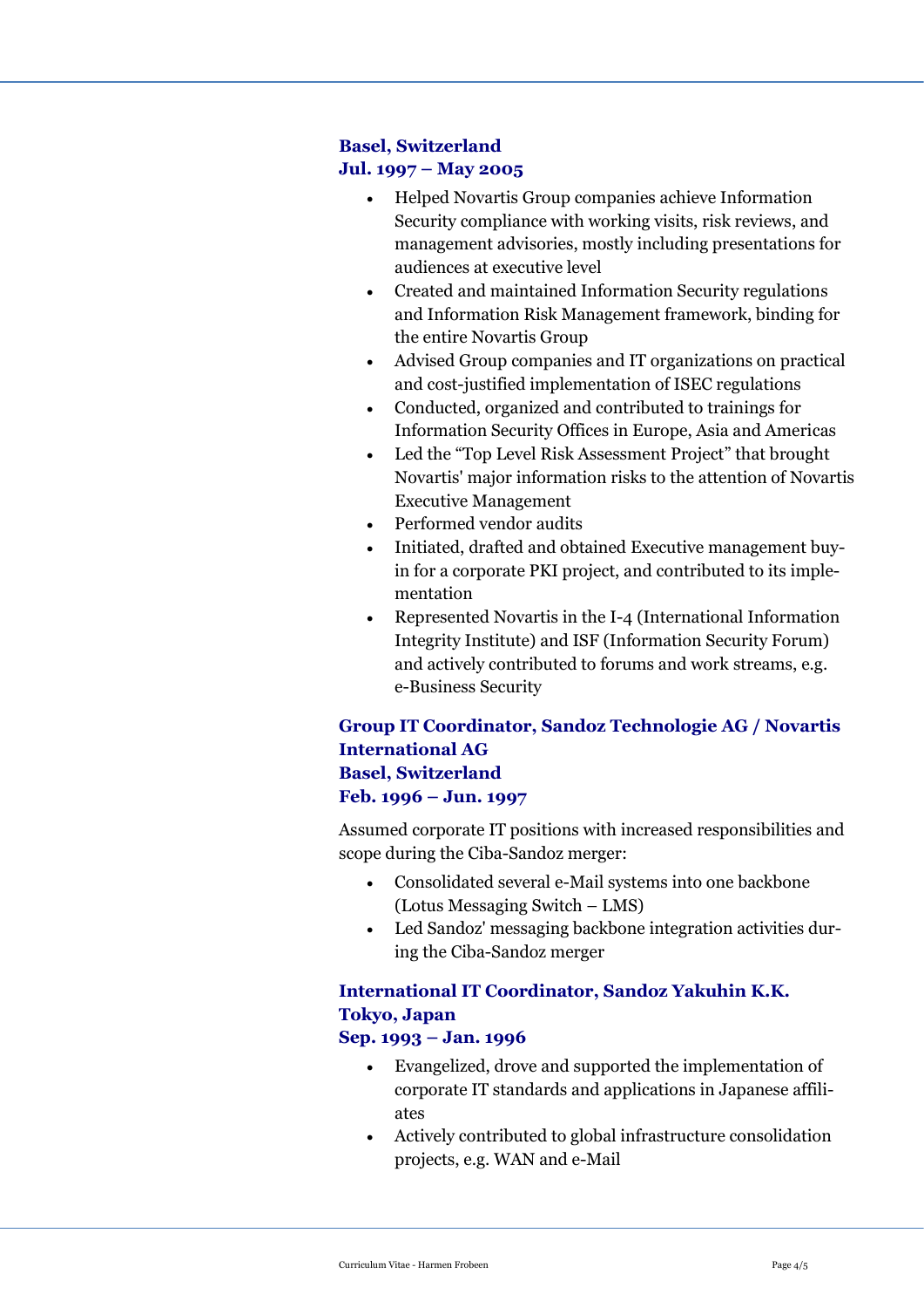### Basel, Switzerland
### Jul. 1997 – May 2005

- Helped Novartis Group companies achieve Information Security compliance with working visits, risk reviews, and management advisories, mostly including presentations for audiences at executive level
- Created and maintained Information Security regulations and Information Risk Management framework, binding for the entire Novartis Group
- Advised Group companies and IT organizations on practical and cost-justified implementation of ISEC regulations
- Conducted, organized and contributed to trainings for Information Security Offices in Europe, Asia and Americas
- Led the "Top Level Risk Assessment Project" that brought Novartis' major information risks to the attention of Novartis Executive Management
- Performed vendor audits
- Initiated, drafted and obtained Executive management buy-in for a corporate PKI project, and contributed to its implementation
- Represented Novartis in the I-4 (International Information Integrity Institute) and ISF (Information Security Forum) and actively contributed to forums and work streams, e.g. e-Business Security

### Group IT Coordinator, Sandoz Technologie AG / Novartis International AG
### Basel, Switzerland
### Feb. 1996 – Jun. 1997

Assumed corporate IT positions with increased responsibilities and scope during the Ciba-Sandoz merger:

- Consolidated several e-Mail systems into one backbone (Lotus Messaging Switch – LMS)
- Led Sandoz' messaging backbone integration activities during the Ciba-Sandoz merger

### International IT Coordinator, Sandoz Yakuhin K.K.
### Tokyo, Japan
### Sep. 1993 – Jan. 1996

- Evangelized, drove and supported the implementation of corporate IT standards and applications in Japanese affiliates
- Actively contributed to global infrastructure consolidation projects, e.g. WAN and e-Mail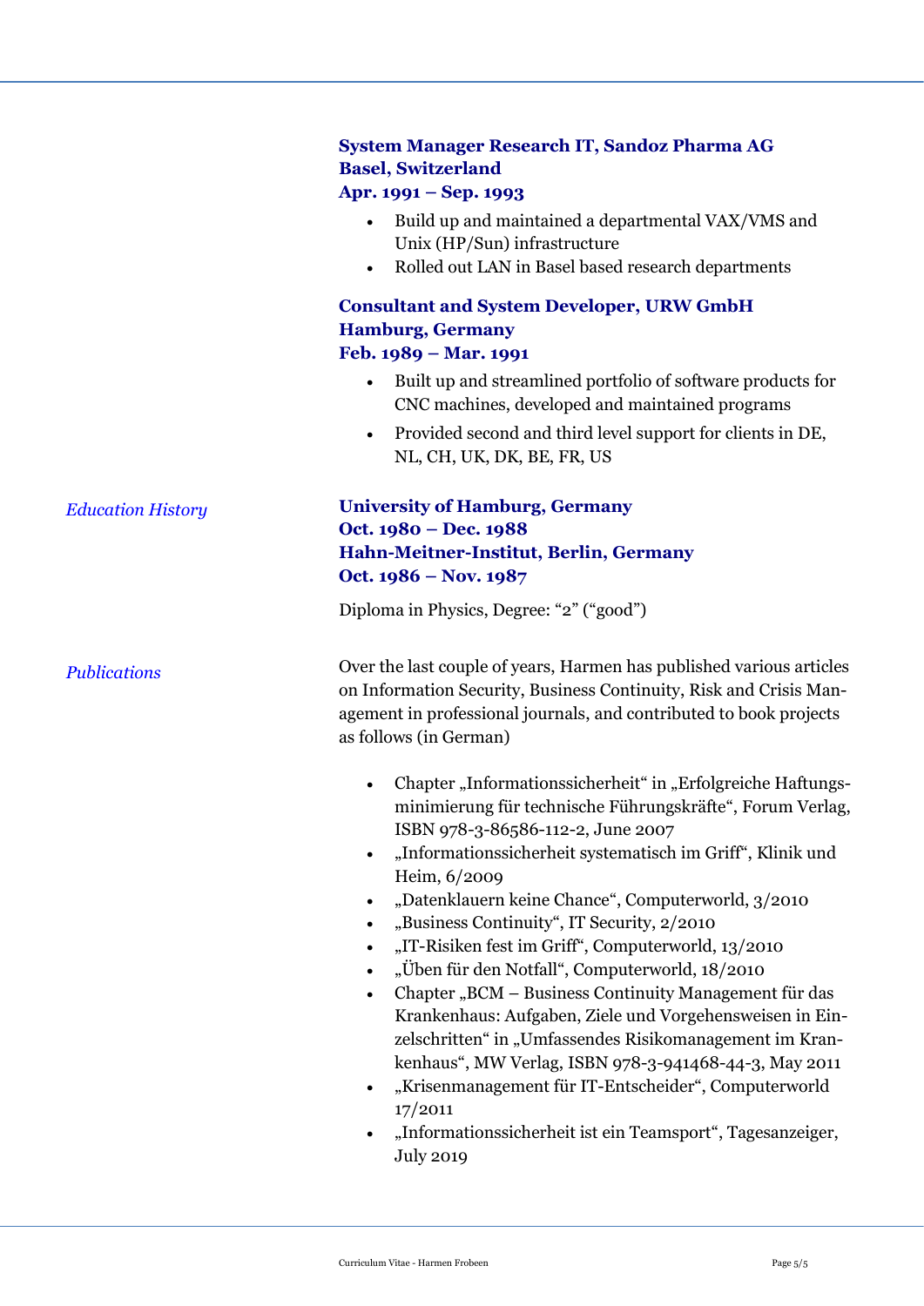**System Manager Research IT, Sandoz Pharma AG**
**Basel, Switzerland**
**Apr. 1991 – Sep. 1993**

- Build up and maintained a departmental VAX/VMS and Unix (HP/Sun) infrastructure
- Rolled out LAN in Basel based research departments

**Consultant and System Developer, URW GmbH**
**Hamburg, Germany**
**Feb. 1989 – Mar. 1991**

- Built up and streamlined portfolio of software products for CNC machines, developed and maintained programs
- Provided second and third level support for clients in DE, NL, CH, UK, DK, BE, FR, US

## *Education History*

**University of Hamburg, Germany**
**Oct. 1980 – Dec. 1988**
**Hahn-Meitner-Institut, Berlin, Germany**
**Oct. 1986 – Nov. 1987**

Diploma in Physics, Degree: “2” (“good”)

## *Publications*

Over the last couple of years, Harmen has published various articles on Information Security, Business Continuity, Risk and Crisis Management in professional journals, and contributed to book projects as follows (in German)

- Chapter „Informationssicherheit“ in „Erfolgreiche Haftungsminimierung für technische Führungskräfte“, Forum Verlag, ISBN 978-3-86586-112-2, June 2007
- „Informationssicherheit systematisch im Griff“, Klinik und Heim, 6/2009
- „Datenklauern keine Chance“, Computerworld, 3/2010
- „Business Continuity“, IT Security, 2/2010
- „IT-Risiken fest im Griff“, Computerworld, 13/2010
- „Üben für den Notfall“, Computerworld, 18/2010
- Chapter „BCM – Business Continuity Management für das Krankenhaus: Aufgaben, Ziele und Vorgehensweisen in Einzelschritten“ in „Umfassendes Risikomanagement im Krankenhaus“, MW Verlag, ISBN 978-3-941468-44-3, May 2011
- „Krisenmanagement für IT-Entscheider“, Computerworld 17/2011
- „Informationssicherheit ist ein Teamsport“, Tagesanzeiger, July 2019